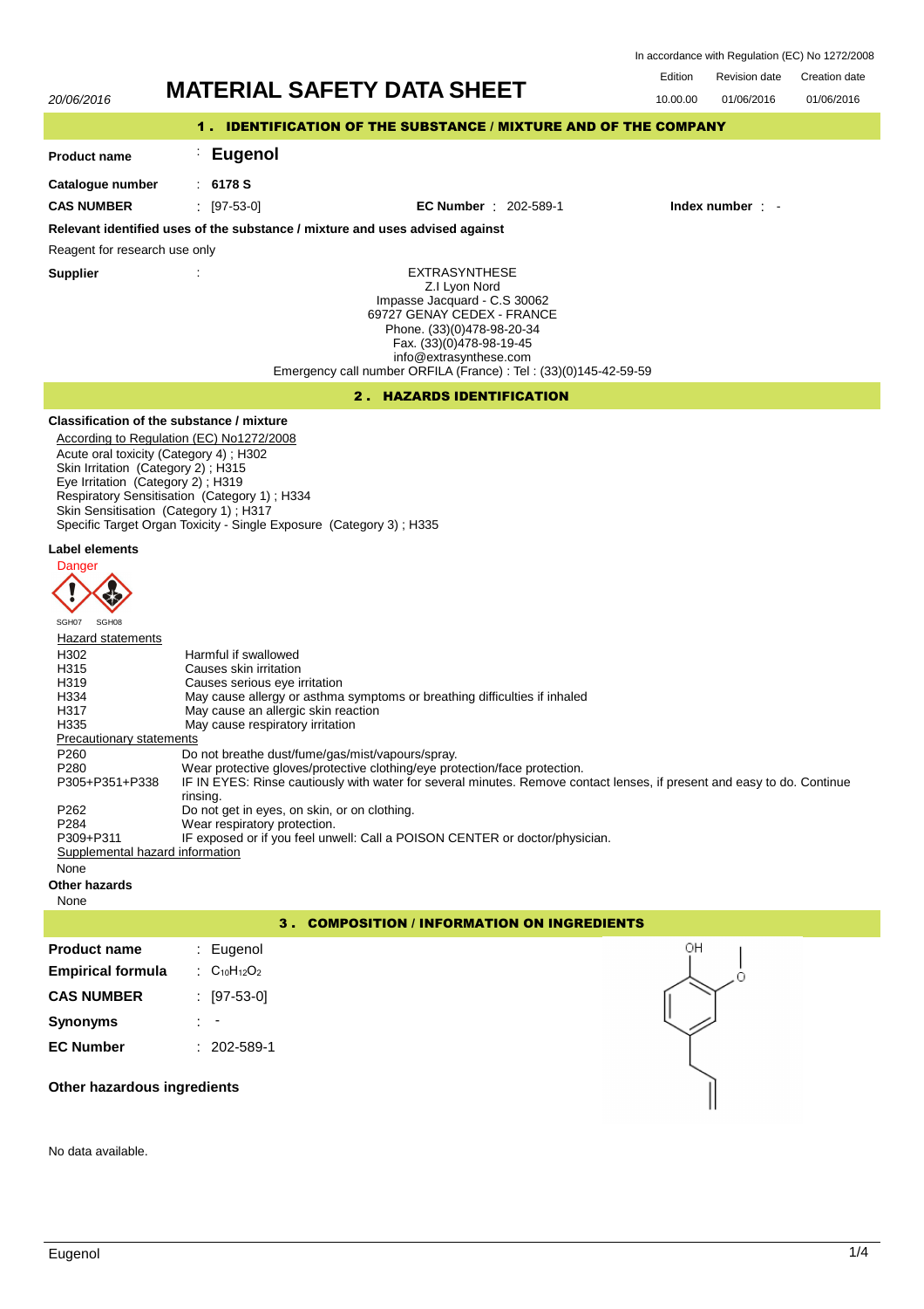In accordance with Regulation (EC) No 1272/2008

20/06/2016

# MATERIAL SAFETY DATA SHEET

| Edition | Revision date | Creation date |
|---|---|---|
| 10.00.00 | 01/06/2016 | 01/06/2016 |

## 1 . IDENTIFICATION OF THE SUBSTANCE / MIXTURE AND OF THE COMPANY

**Product name** : **Eugenol**

**Catalogue number** : **6178 S**

**CAS NUMBER** : [97-53-0] **EC Number** : 202-589-1 **Index number** : -

**Relevant identified uses of the substance / mixture and uses advised against**

Reagent for research use only

**Supplier** :

EXTRASYNTHESE
Z.I Lyon Nord
Impasse Jacquard - C.S 30062
69727 GENAY CEDEX - FRANCE
Phone. (33)(0)478-98-20-34
Fax. (33)(0)478-98-19-45
info@extrasynthese.com
Emergency call number ORFILA (France) : Tel : (33)(0)145-42-59-59

## 2 . HAZARDS IDENTIFICATION

**Classification of the substance / mixture**

According to Regulation (EC) No1272/2008

Acute oral toxicity (Category 4) ; H302
Skin Irritation (Category 2) ; H315
Eye Irritation (Category 2) ; H319
Respiratory Sensitisation (Category 1) ; H334
Skin Sensitisation (Category 1) ; H317
Specific Target Organ Toxicity - Single Exposure (Category 3) ; H335

**Label elements**

Danger

SGH07 SGH08

Hazard statements

| | |
|---|---|
| H302 | Harmful if swallowed |
| H315 | Causes skin irritation |
| H319 | Causes serious eye irritation |
| H334 | May cause allergy or asthma symptoms or breathing difficulties if inhaled |
| H317 | May cause an allergic skin reaction |
| H335 | May cause respiratory irritation |

Precautionary statements

| | |
|---|---|
| P260 | Do not breathe dust/fume/gas/mist/vapours/spray. |
| P280 | Wear protective gloves/protective clothing/eye protection/face protection. |
| P305+P351+P338 | IF IN EYES: Rinse cautiously with water for several minutes. Remove contact lenses, if present and easy to do. Continue rinsing. |
| P262 | Do not get in eyes, on skin, or on clothing. |
| P284 | Wear respiratory protection. |
| P309+P311 | IF exposed or if you feel unwell: Call a POISON CENTER or doctor/physician. |

Supplemental hazard information

None

**Other hazards**

None

## 3 . COMPOSITION / INFORMATION ON INGREDIENTS

**Product name** : Eugenol

**Empirical formula** : $C_{10}H_{12}O_2$

**CAS NUMBER** : [97-53-0]

**Synonyms** : -

**EC Number** : 202-589-1

**Other hazardous ingredients**

No data available.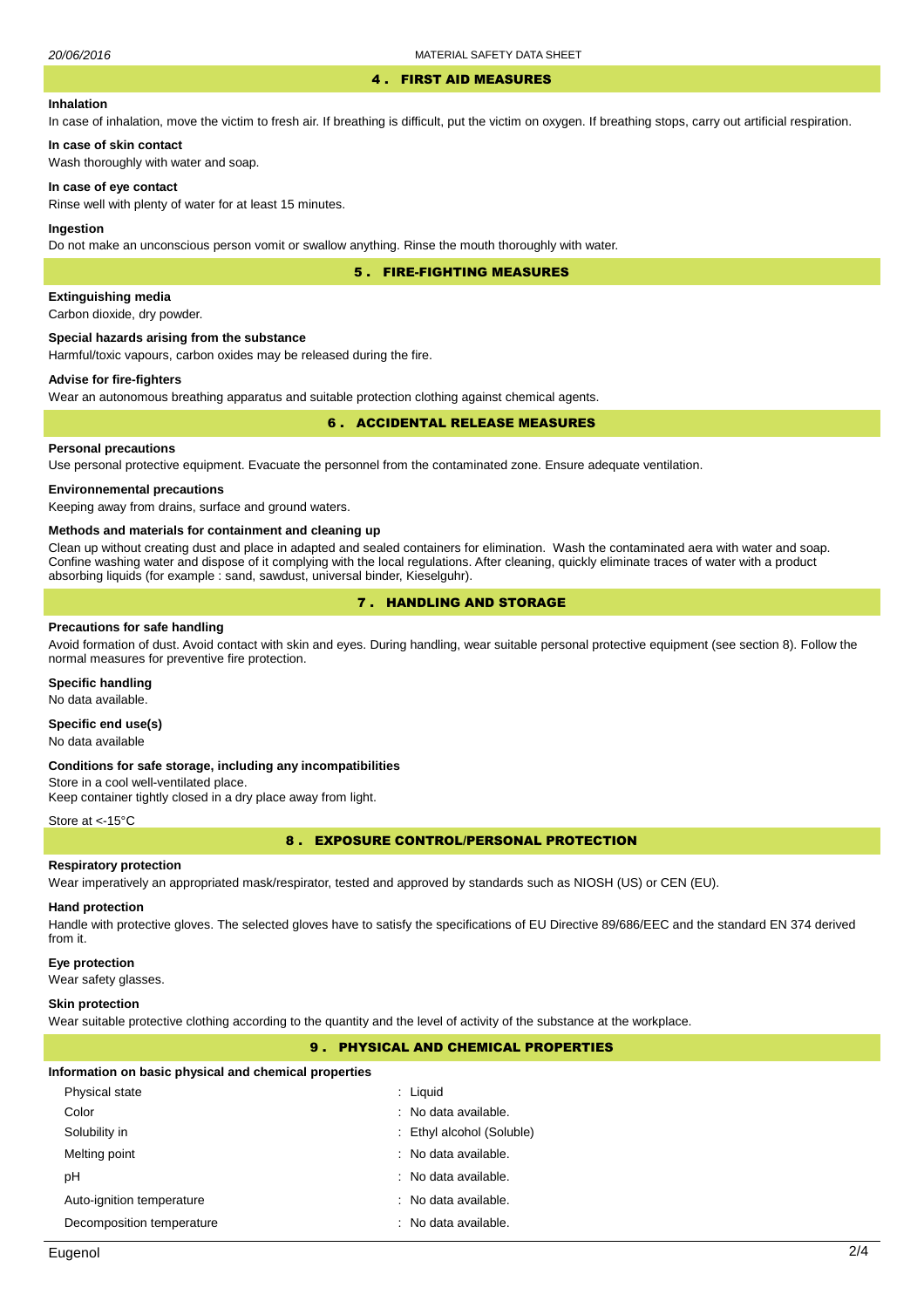## 4 . FIRST AID MEASURES

**Inhalation**

In case of inhalation, move the victim to fresh air. If breathing is difficult, put the victim on oxygen. If breathing stops, carry out artificial respiration.

**In case of skin contact**

Wash thoroughly with water and soap.

**In case of eye contact**

Rinse well with plenty of water for at least 15 minutes.

**Ingestion**

Do not make an unconscious person vomit or swallow anything. Rinse the mouth thoroughly with water.

## 5 . FIRE-FIGHTING MEASURES

**Extinguishing media**

Carbon dioxide, dry powder.

**Special hazards arising from the substance**

Harmful/toxic vapours, carbon oxides may be released during the fire.

**Advise for fire-fighters**

Wear an autonomous breathing apparatus and suitable protection clothing against chemical agents.

## 6 . ACCIDENTAL RELEASE MEASURES

**Personal precautions**

Use personal protective equipment. Evacuate the personnel from the contaminated zone. Ensure adequate ventilation.

**Environnemental precautions**

Keeping away from drains, surface and ground waters.

**Methods and materials for containment and cleaning up**

Clean up without creating dust and place in adapted and sealed containers for elimination. Wash the contaminated aera with water and soap. Confine washing water and dispose of it complying with the local regulations. After cleaning, quickly eliminate traces of water with a product absorbing liquids (for example : sand, sawdust, universal binder, Kieselguhr).

## 7 . HANDLING AND STORAGE

**Precautions for safe handling**

Avoid formation of dust. Avoid contact with skin and eyes. During handling, wear suitable personal protective equipment (see section 8). Follow the normal measures for preventive fire protection.

**Specific handling**

No data available.

**Specific end use(s)**

No data available

**Conditions for safe storage, including any incompatibilities**

Store in a cool well-ventilated place.
Keep container tightly closed in a dry place away from light.

Store at <-15°C

## 8 . EXPOSURE CONTROL/PERSONAL PROTECTION

**Respiratory protection**

Wear imperatively an appropriated mask/respirator, tested and approved by standards such as NIOSH (US) or CEN (EU).

**Hand protection**

Handle with protective gloves. The selected gloves have to satisfy the specifications of EU Directive 89/686/EEC and the standard EN 374 derived from it.

**Eye protection**

Wear safety glasses.

**Skin protection**

Wear suitable protective clothing according to the quantity and the level of activity of the substance at the workplace.

## 9 . PHYSICAL AND CHEMICAL PROPERTIES

**Information on basic physical and chemical properties**

| Property | Value |
|---|---|
| Physical state | : Liquid |
| Color | : No data available. |
| Solubility in | : Ethyl alcohol (Soluble) |
| Melting point | : No data available. |
| pH | : No data available. |
| Auto-ignition temperature | : No data available. |
| Decomposition temperature | : No data available. |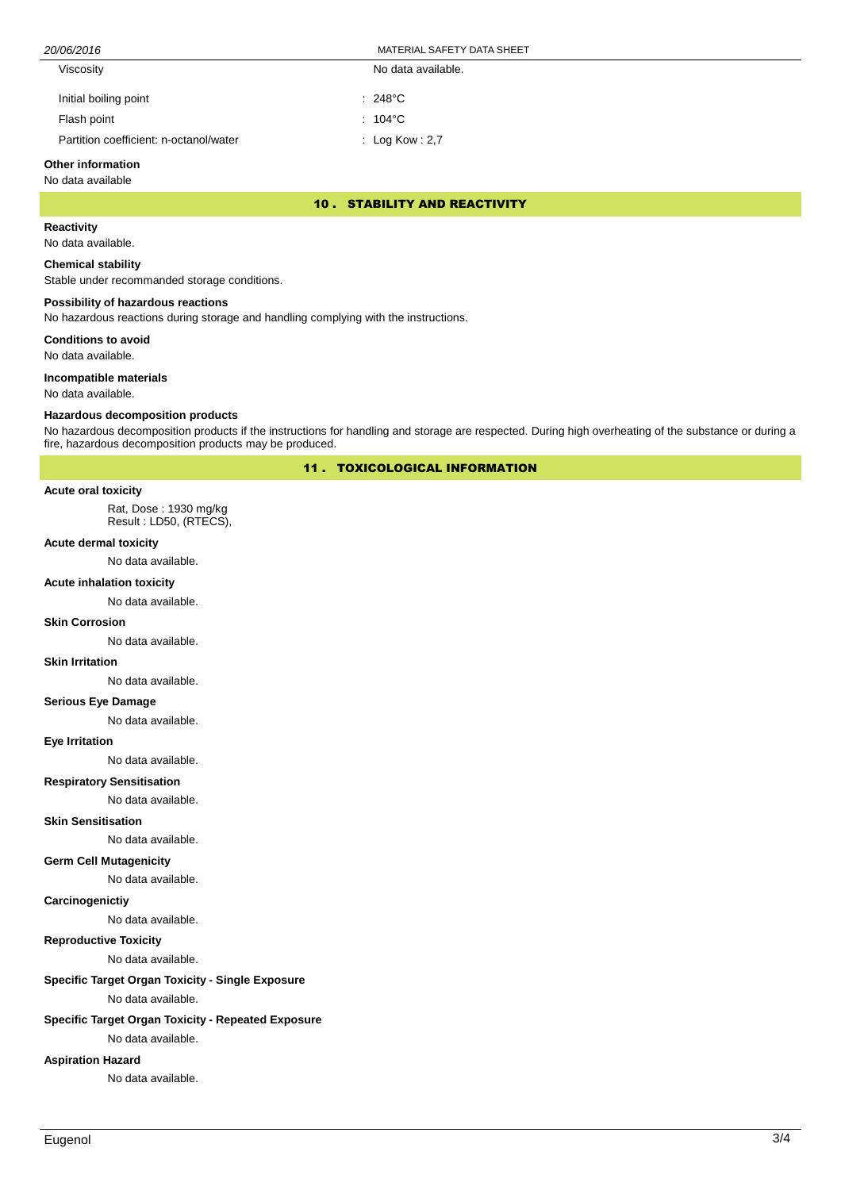| | |
|---|---|
| Viscosity | No data available. |
| Initial boiling point | : 248°C |
| Flash point | : 104°C |
| Partition coefficient: n-octanol/water | : Log Kow : 2,7 |

**Other information**

No data available

## 10 . STABILITY AND REACTIVITY

**Reactivity**

No data available.

**Chemical stability**

Stable under recommanded storage conditions.

**Possibility of hazardous reactions**

No hazardous reactions during storage and handling complying with the instructions.

**Conditions to avoid**

No data available.

**Incompatible materials**

No data available.

**Hazardous decomposition products**

No hazardous decomposition products if the instructions for handling and storage are respected. During high overheating of the substance or during a fire, hazardous decomposition products may be produced.

## 11 . TOXICOLOGICAL INFORMATION

**Acute oral toxicity**

Rat, Dose : 1930 mg/kg
Result : LD50, (RTECS),

**Acute dermal toxicity**

No data available.

**Acute inhalation toxicity**

No data available.

**Skin Corrosion**

No data available.

**Skin Irritation**

No data available.

**Serious Eye Damage**

No data available.

**Eye Irritation**

No data available.

**Respiratory Sensitisation**

No data available.

**Skin Sensitisation**

No data available.

**Germ Cell Mutagenicity**

No data available.

**Carcinogenictiy**

No data available.

**Reproductive Toxicity**

No data available.

**Specific Target Organ Toxicity - Single Exposure**

No data available.

**Specific Target Organ Toxicity - Repeated Exposure**

No data available.

**Aspiration Hazard**

No data available.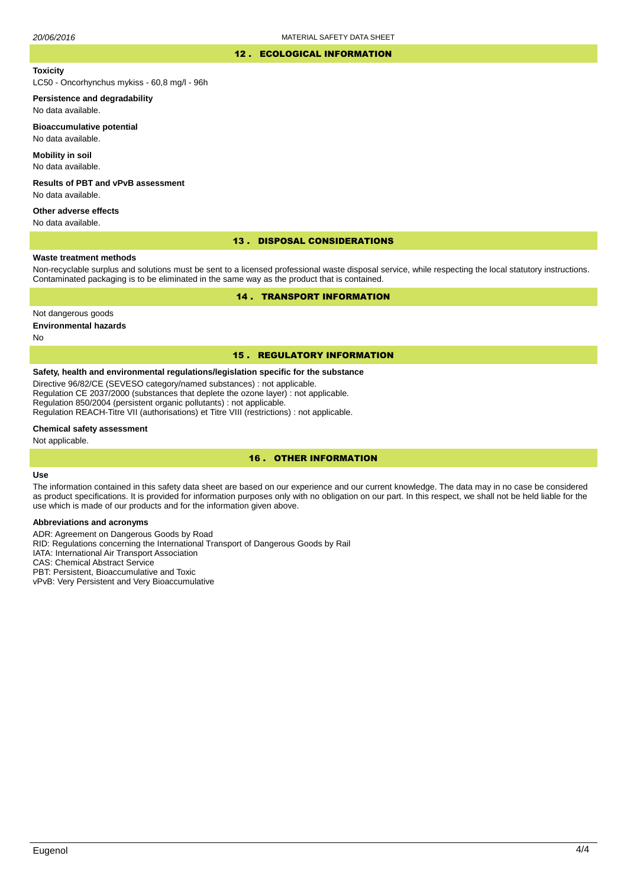## 12 . ECOLOGICAL INFORMATION

**Toxicity**

LC50 - Oncorhynchus mykiss - 60,8 mg/l - 96h

**Persistence and degradability**

No data available.

**Bioaccumulative potential**

No data available.

**Mobility in soil**

No data available.

**Results of PBT and vPvB assessment**

No data available.

**Other adverse effects**

No data available.

## 13 . DISPOSAL CONSIDERATIONS

**Waste treatment methods**

Non-recyclable surplus and solutions must be sent to a licensed professional waste disposal service, while respecting the local statutory instructions. Contaminated packaging is to be eliminated in the same way as the product that is contained.

## 14 . TRANSPORT INFORMATION

Not dangerous goods

**Environmental hazards**

No

## 15 . REGULATORY INFORMATION

**Safety, health and environmental regulations/legislation specific for the substance**

Directive 96/82/CE (SEVESO category/named substances) : not applicable.
Regulation CE 2037/2000 (substances that deplete the ozone layer) : not applicable.
Regulation 850/2004 (persistent organic pollutants) : not applicable.
Regulation REACH-Titre VII (authorisations) et Titre VIII (restrictions) : not applicable.

**Chemical safety assessment**

Not applicable.

## 16 . OTHER INFORMATION

**Use**

The information contained in this safety data sheet are based on our experience and our current knowledge. The data may in no case be considered as product specifications. It is provided for information purposes only with no obligation on our part. In this respect, we shall not be held liable for the use which is made of our products and for the information given above.

**Abbreviations and acronyms**

ADR: Agreement on Dangerous Goods by Road
RID: Regulations concerning the International Transport of Dangerous Goods by Rail
IATA: International Air Transport Association
CAS: Chemical Abstract Service
PBT: Persistent, Bioaccumulative and Toxic
vPvB: Very Persistent and Very Bioaccumulative